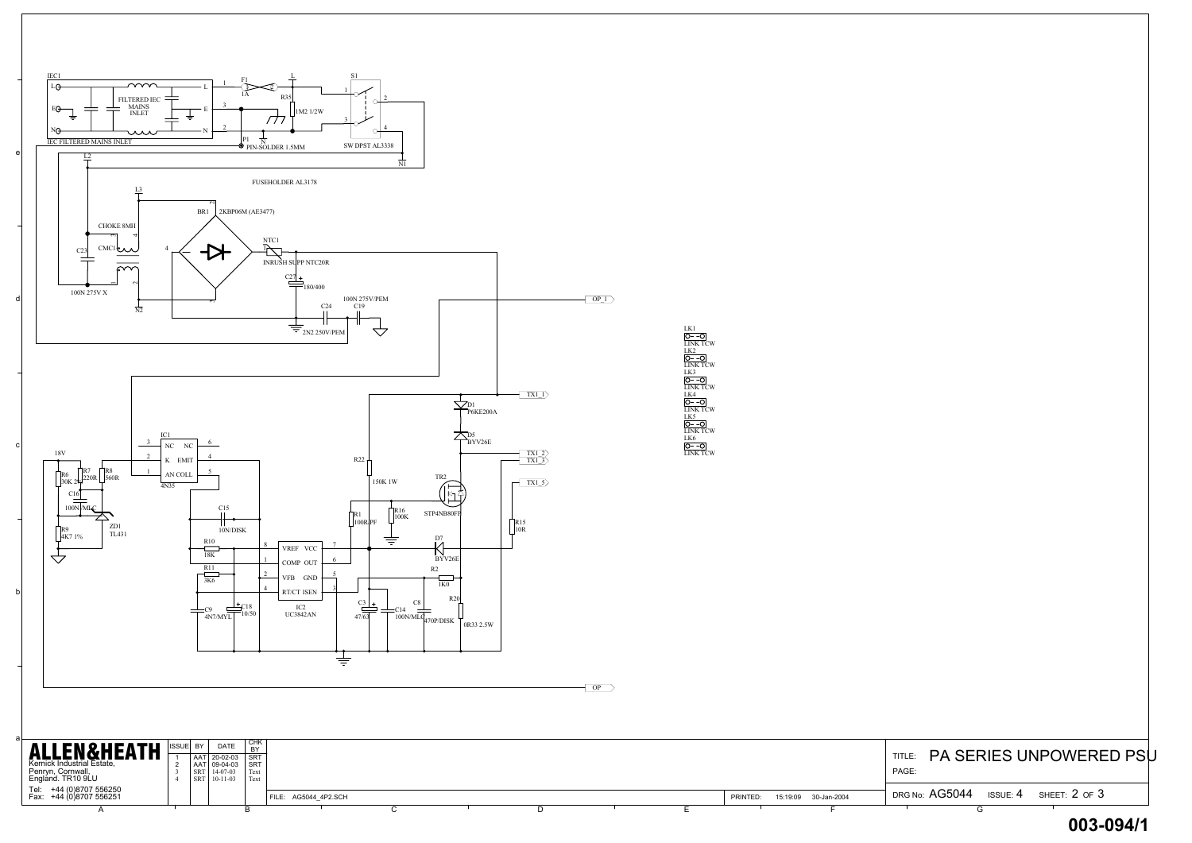IEC1

L

E

N

FILTERED IEC MAINS INLET

IEC FILTERED MAINS INLET

F1 1A

R35 1M2 1/2W

P1 PIN-SOLDER 1.5MM

S1 SW DPST AL3338

N1

L2

FUSEHOLDER AL3178

L3

BR1 2KBP06M (AE3477)

CHOKE 8MH

CMC1

C23

100N 275V X

N2

NTC1 INRUSH SUPP NTC20R

C27 180/400

C24 2N2 250V/PEM

C19 100N 275V/PEM

OP_1

LK1 LINK TCW

LK2 LINK TCW

LK3 LINK TCW

LK4 LINK TCW

LK5 LINK TCW

LK6 LINK TCW

TX1_1

D1 P6KE200A

D5 BYV26E

TX1_2

TX1_3

TX1_5

IC1 4N35

NC NC

K EMIT

AN COLL

18V

R6 30K 2%

R7 220R

R8 560R

C16 100N/MLC

R9 4K7 1%

ZD1 TL431

R22 150K 1W

TR2 STP4NB80FP

R1 100R/PF

R16 100K

R15 10R

C15 10N/DISK

R10 18K

R11 3K6

C9 4N7/MYL

C18 10/50

IC2 UC3842AN

VREF VCC

COMP OUT

VFB GND

RT/CT ISEN

D7 BYV26E

R2 1K0

R20 0R33 2.5W

C3 47/63

C14 100N/MLC

C8 470P/DISK

OP

**ALLEN&HEATH**

Kernick Industrial Estate,
Penryn, Cornwall,
England. TR10 9LU

Tel: +44 (0)8707 556250
Fax: +44 (0)8707 556251

| ISSUE | BY | DATE | CHK BY |
|---|---|---|---|
| 1 | AAT | 20-02-03 | SRT |
| 2 | AAT | 09-04-03 | SRT |
| 3 | SRT | 14-07-03 | Text |
| 4 | SRT | 10-11-03 | Text |

FILE: AG5044_4P2.SCH

PRINTED: 15:19:09 30-Jan-2004

TITLE: PA SERIES UNPOWERED PSU

PAGE:

DRG No: AG5044 ISSUE: 4 SHEET: 2 OF 3

003-094/1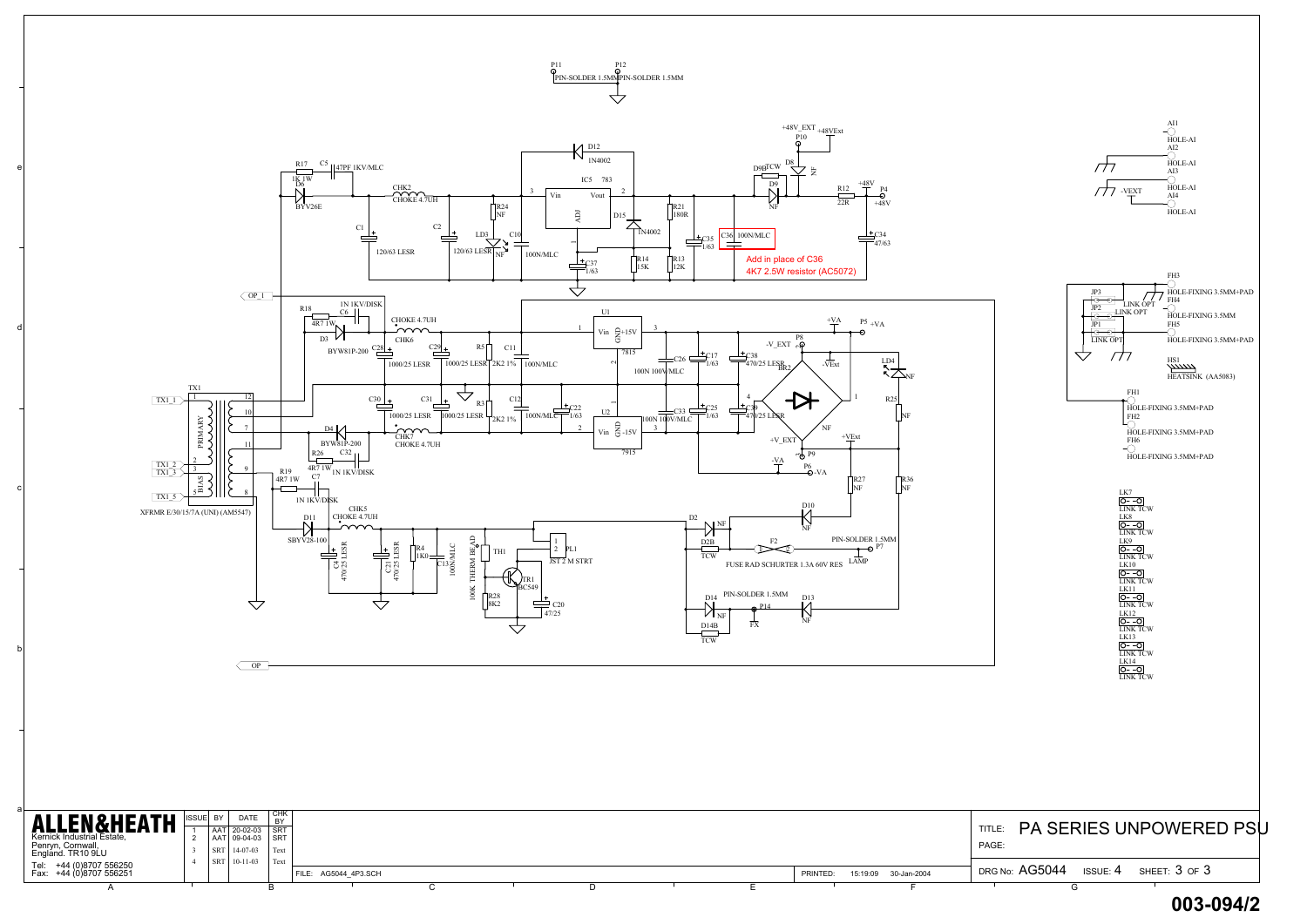Add in place of C36
4K7 2.5W resistor (AC5072)

**ALLEN&HEATH**
Kernick Industrial Estate,
Penryn, Cornwall,
England. TR10 9LU

Tel: +44 (0)8707 556250
Fax: +44 (0)8707 556251

| ISSUE | BY | DATE | CHK BY |
|---|---|---|---|
| 1 | AAT | 20-02-03 | SRT |
| 2 | AAT | 09-04-03 | SRT |
| 3 | SRT | 14-07-03 | Text |
| 4 | SRT | 10-11-03 | Text |

FILE: AG5044_4P3.SCH

PRINTED: 15:19:09 30-Jan-2004

TITLE: PA SERIES UNPOWERED PSU

PAGE:

DRG No: AG5044 ISSUE: 4 SHEET: 3 OF 3

003-094/2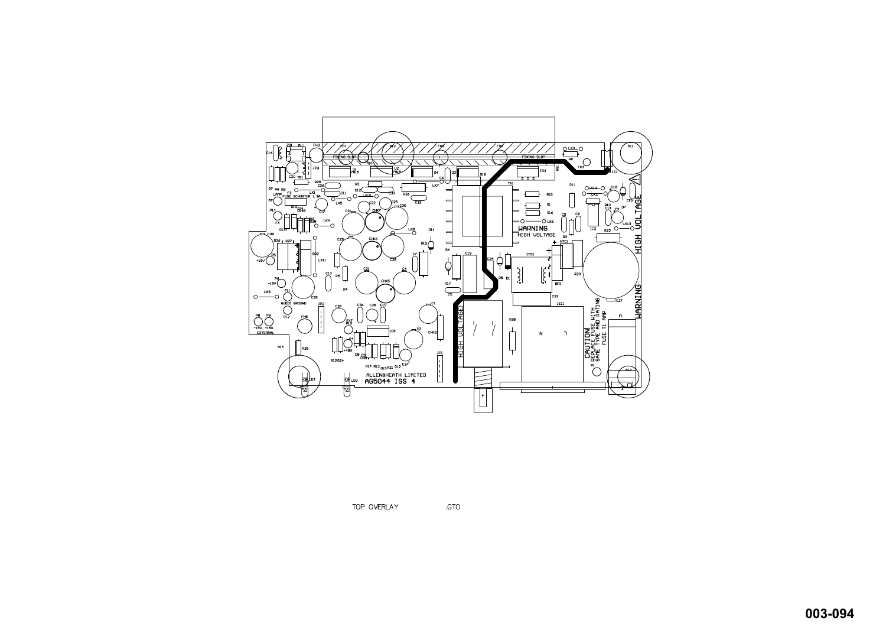TOP OVERLAY .GTO

003-094